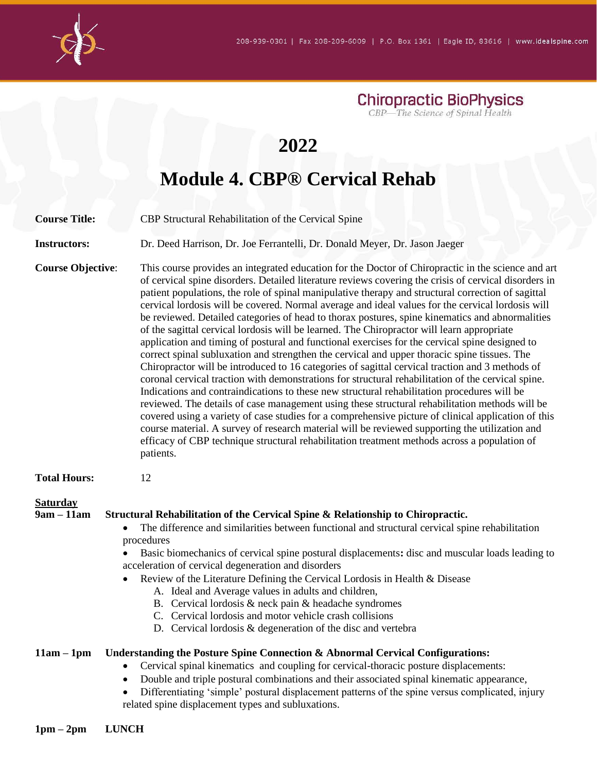Chiropractic BioPhysics

*CBP—The Science of Spinal Health*

# 2022

# Module 4. CBP® Cervical Rehab

**Course Title:** CBP Structural Rehabilitation of the Cervical Spine

**Instructors:** Dr. Deed Harrison, Dr. Joe Ferrantelli, Dr. Donald Meyer, Dr. Jason Jaeger

**Course Objective**: This course provides an integrated education for the Doctor of Chiropractic in the science and art of cervical spine disorders. Detailed literature reviews covering the crisis of cervical disorders in patient populations, the role of spinal manipulative therapy and structural correction of sagittal cervical lordosis will be covered. Normal average and ideal values for the cervical lordosis will be reviewed. Detailed categories of head to thorax postures, spine kinematics and abnormalities of the sagittal cervical lordosis will be learned. The Chiropractor will learn appropriate application and timing of postural and functional exercises for the cervical spine designed to correct spinal subluxation and strengthen the cervical and upper thoracic spine tissues. The Chiropractor will be introduced to 16 categories of sagittal cervical traction and 3 methods of coronal cervical traction with demonstrations for structural rehabilitation of the cervical spine. Indications and contraindications to these new structural rehabilitation procedures will be reviewed. The details of case management using these structural rehabilitation methods will be covered using a variety of case studies for a comprehensive picture of clinical application of this course material. A survey of research material will be reviewed supporting the utilization and efficacy of CBP technique structural rehabilitation treatment methods across a population of patients.

**Total Hours:** 12

**<u>Saturday</u>**

**9am – 11am Structural Rehabilitation of the Cervical Spine & Relationship to Chiropractic.**

- The difference and similarities between functional and structural cervical spine rehabilitation procedures
- Basic biomechanics of cervical spine postural displacements**:** disc and muscular loads leading to acceleration of cervical degeneration and disorders
- Review of the Literature Defining the Cervical Lordosis in Health & Disease
  - A. Ideal and Average values in adults and children,
  - B. Cervical lordosis & neck pain & headache syndromes
  - C. Cervical lordosis and motor vehicle crash collisions
  - D. Cervical lordosis & degeneration of the disc and vertebra

**11am – 1pm Understanding the Posture Spine Connection & Abnormal Cervical Configurations:**

- Cervical spinal kinematics and coupling for cervical-thoracic posture displacements:
- Double and triple postural combinations and their associated spinal kinematic appearance,
- Differentiating 'simple' postural displacement patterns of the spine versus complicated, injury related spine displacement types and subluxations.

**1pm – 2pm LUNCH**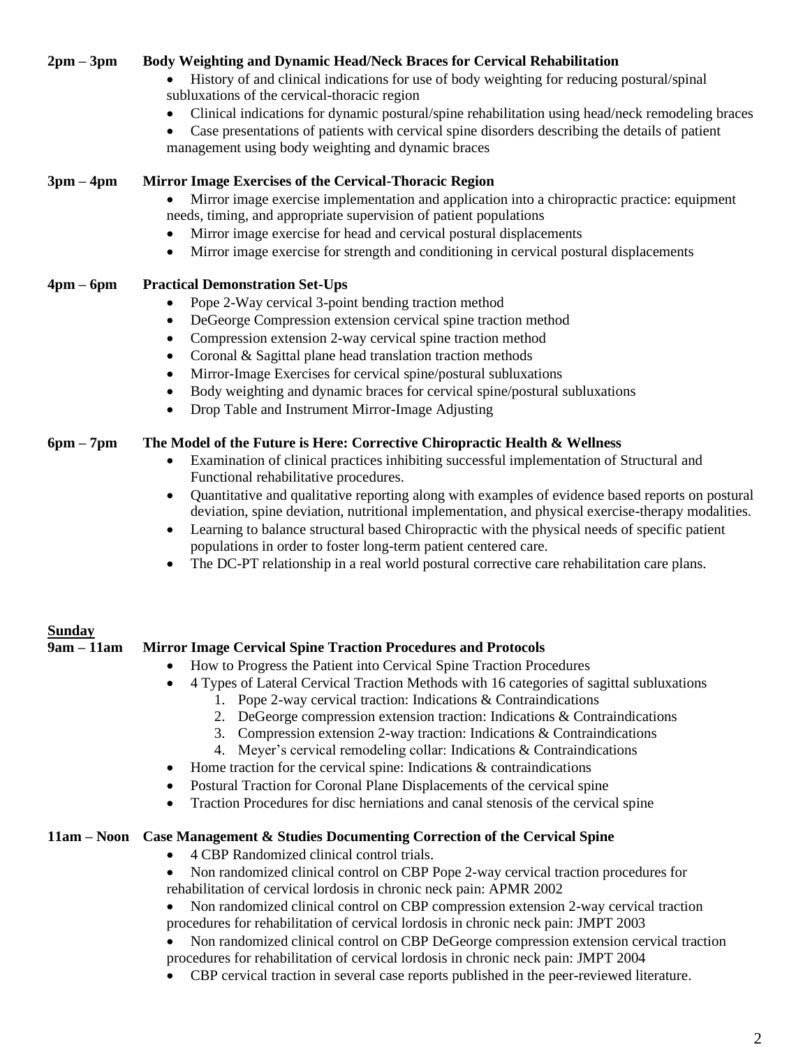**2pm – 3pm Body Weighting and Dynamic Head/Neck Braces for Cervical Rehabilitation**

- History of and clinical indications for use of body weighting for reducing postural/spinal subluxations of the cervical-thoracic region
- Clinical indications for dynamic postural/spine rehabilitation using head/neck remodeling braces
- Case presentations of patients with cervical spine disorders describing the details of patient management using body weighting and dynamic braces

**3pm – 4pm Mirror Image Exercises of the Cervical-Thoracic Region**

- Mirror image exercise implementation and application into a chiropractic practice: equipment needs, timing, and appropriate supervision of patient populations
- Mirror image exercise for head and cervical postural displacements
- Mirror image exercise for strength and conditioning in cervical postural displacements

**4pm – 6pm Practical Demonstration Set-Ups**

- Pope 2-Way cervical 3-point bending traction method
- DeGeorge Compression extension cervical spine traction method
- Compression extension 2-way cervical spine traction method
- Coronal & Sagittal plane head translation traction methods
- Mirror-Image Exercises for cervical spine/postural subluxations
- Body weighting and dynamic braces for cervical spine/postural subluxations
- Drop Table and Instrument Mirror-Image Adjusting

**6pm – 7pm The Model of the Future is Here: Corrective Chiropractic Health & Wellness**

- Examination of clinical practices inhibiting successful implementation of Structural and Functional rehabilitative procedures.
- Quantitative and qualitative reporting along with examples of evidence based reports on postural deviation, spine deviation, nutritional implementation, and physical exercise-therapy modalities.
- Learning to balance structural based Chiropractic with the physical needs of specific patient populations in order to foster long-term patient centered care.
- The DC-PT relationship in a real world postural corrective care rehabilitation care plans.

**<u>Sunday</u>**

**9am – 11am Mirror Image Cervical Spine Traction Procedures and Protocols**

- How to Progress the Patient into Cervical Spine Traction Procedures
- 4 Types of Lateral Cervical Traction Methods with 16 categories of sagittal subluxations
  1. Pope 2-way cervical traction: Indications & Contraindications
  2. DeGeorge compression extension traction: Indications & Contraindications
  3. Compression extension 2-way traction: Indications & Contraindications
  4. Meyer's cervical remodeling collar: Indications & Contraindications
- Home traction for the cervical spine: Indications & contraindications
- Postural Traction for Coronal Plane Displacements of the cervical spine
- Traction Procedures for disc herniations and canal stenosis of the cervical spine

**11am – Noon Case Management & Studies Documenting Correction of the Cervical Spine**

- 4 CBP Randomized clinical control trials.
- Non randomized clinical control on CBP Pope 2-way cervical traction procedures for rehabilitation of cervical lordosis in chronic neck pain: APMR 2002
- Non randomized clinical control on CBP compression extension 2-way cervical traction procedures for rehabilitation of cervical lordosis in chronic neck pain: JMPT 2003
- Non randomized clinical control on CBP DeGeorge compression extension cervical traction procedures for rehabilitation of cervical lordosis in chronic neck pain: JMPT 2004
- CBP cervical traction in several case reports published in the peer-reviewed literature.